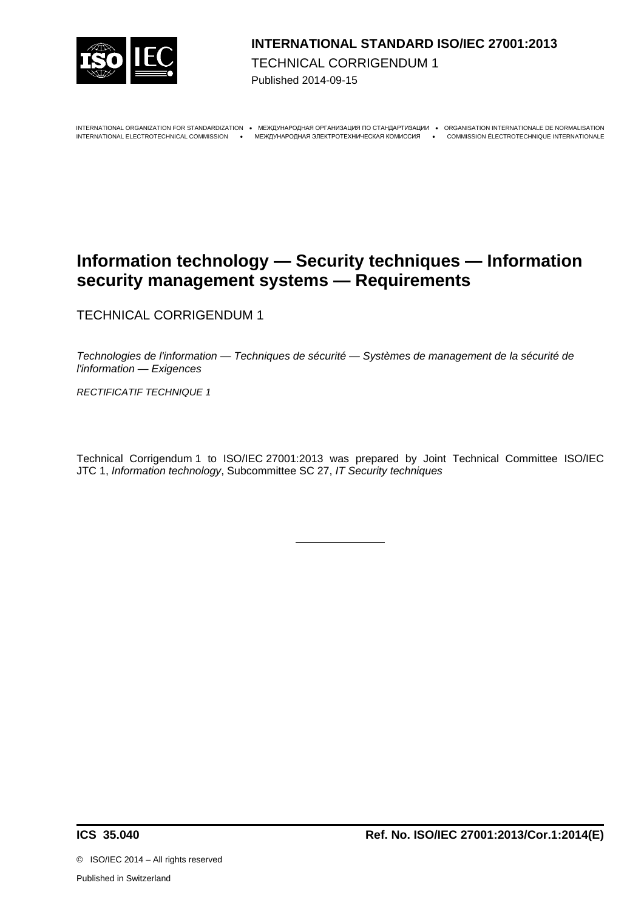**INTERNATIONAL STANDARD ISO/IEC 27001:2013**

TECHNICAL CORRIGENDUM 1

Published 2014-09-15

INTERNATIONAL ORGANIZATION FOR STANDARDIZATION • МЕЖДУНАРОДНАЯ ОРГАНИЗАЦИЯ ПО СТАНДАРТИЗАЦИИ • ORGANISATION INTERNATIONALE DE NORMALISATION
INTERNATIONAL ELECTROTECHNICAL COMMISSION • МЕЖДУНАРОДНАЯ ЭЛЕКТРОТЕХНИЧЕСКАЯ КОМИССИЯ • COMMISSION ÉLECTROTECHNIQUE INTERNATIONALE

# Information technology — Security techniques — Information security management systems — Requirements

TECHNICAL CORRIGENDUM 1

*Technologies de l'information — Techniques de sécurité — Systèmes de management de la sécurité de l'information — Exigences*

*RECTIFICATIF TECHNIQUE 1*

Technical Corrigendum 1 to ISO/IEC 27001:2013 was prepared by Joint Technical Committee ISO/IEC JTC 1, *Information technology*, Subcommittee SC 27, *IT Security techniques*

---

**ICS 35.040** **Ref. No. ISO/IEC 27001:2013/Cor.1:2014(E)**

© ISO/IEC 2014 – All rights reserved

Published in Switzerland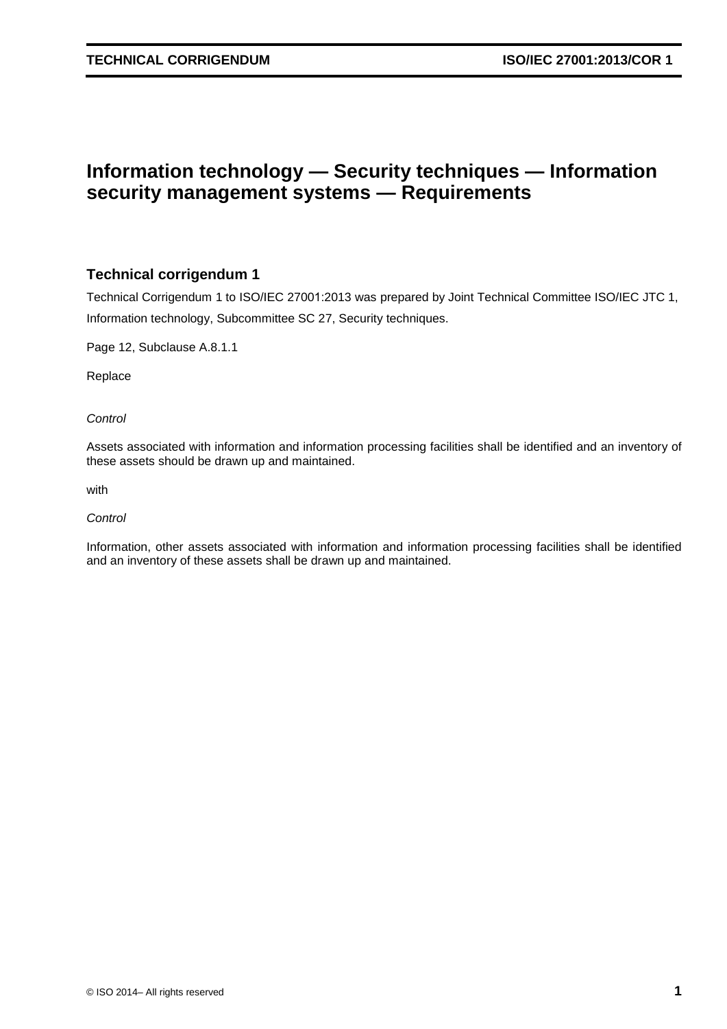# Information technology — Security techniques — Information security management systems — Requirements

## Technical corrigendum 1

Technical Corrigendum 1 to ISO/IEC 27001:2013 was prepared by Joint Technical Committee ISO/IEC JTC 1, Information technology, Subcommittee SC 27, Security techniques.

Page 12, Subclause A.8.1.1

Replace

*Control*

Assets associated with information and information processing facilities shall be identified and an inventory of these assets should be drawn up and maintained.

with

*Control*

Information, other assets associated with information and information processing facilities shall be identified and an inventory of these assets shall be drawn up and maintained.